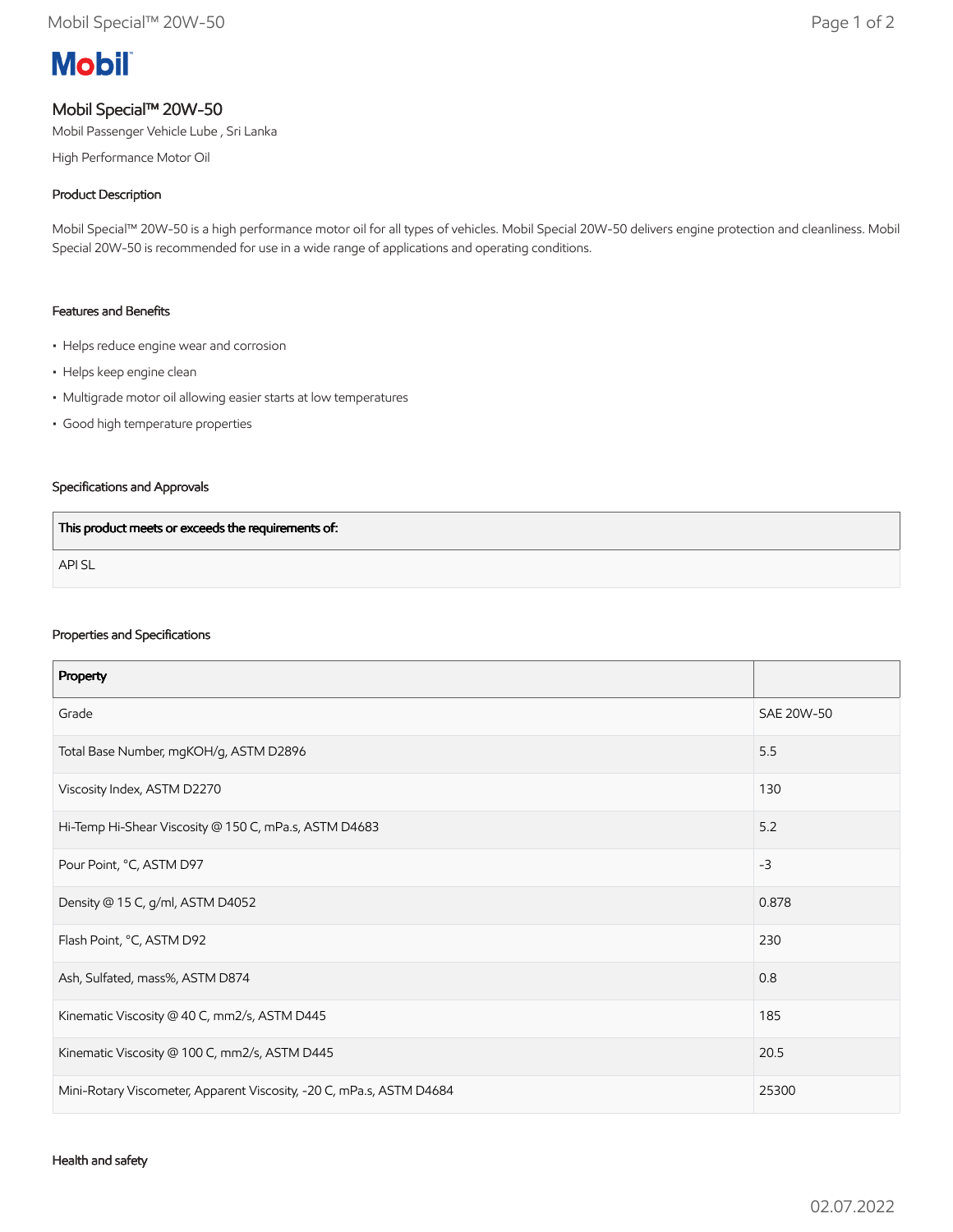# Mobil

## Mobil Special™ 20W-50

Mobil Passenger Vehicle Lube , Sri Lanka

High Performance Motor Oil

### Product Description

Mobil Special™ 20W-50 is a high performance motor oil for all types of vehicles. Mobil Special 20W-50 delivers engine protection and cleanliness. Mobil Special 20W-50 is recommended for use in a wide range of applications and operating conditions.

### Features and Benefits

- Helps reduce engine wear and corrosion
- Helps keep engine clean
- Multigrade motor oil allowing easier starts at low temperatures
- Good high temperature properties

### Specifications and Approvals

| This product meets or exceeds the requirements of: |
|---|
| API SL |

### Properties and Specifications

| Property | |
|---|---|
| Grade | SAE 20W-50 |
| Total Base Number, mgKOH/g, ASTM D2896 | 5.5 |
| Viscosity Index, ASTM D2270 | 130 |
| Hi-Temp Hi-Shear Viscosity @ 150 C, mPa.s, ASTM D4683 | 5.2 |
| Pour Point, °C, ASTM D97 | -3 |
| Density @ 15 C, g/ml, ASTM D4052 | 0.878 |
| Flash Point, °C, ASTM D92 | 230 |
| Ash, Sulfated, mass%, ASTM D874 | 0.8 |
| Kinematic Viscosity @ 40 C, mm2/s, ASTM D445 | 185 |
| Kinematic Viscosity @ 100 C, mm2/s, ASTM D445 | 20.5 |
| Mini-Rotary Viscometer, Apparent Viscosity, -20 C, mPa.s, ASTM D4684 | 25300 |

### Health and safety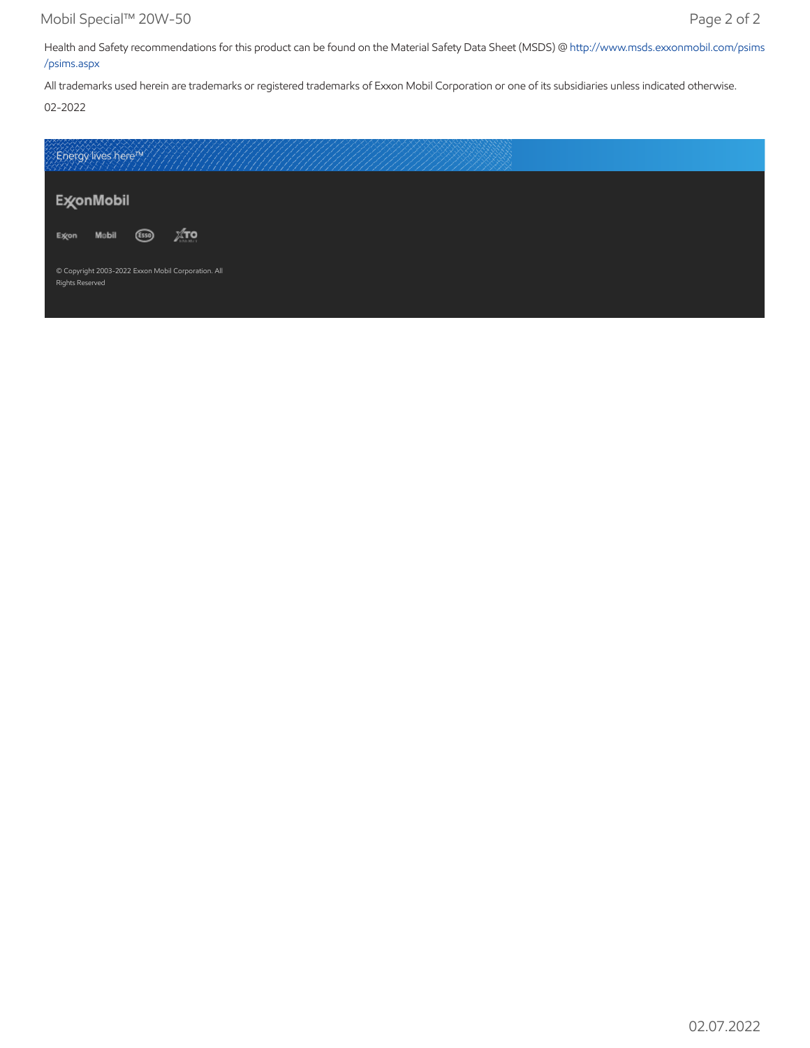Health and Safety recommendations for this product can be found on the Material Safety Data Sheet (MSDS) @ http://www.msds.exxonmobil.com/psims/psims.aspx

All trademarks used herein are trademarks or registered trademarks of Exxon Mobil Corporation or one of its subsidiaries unless indicated otherwise.

02-2022

Energy lives here™

ExxonMobil

Exxon Mobil Esso XTO

© Copyright 2003-2022 Exxon Mobil Corporation. All Rights Reserved